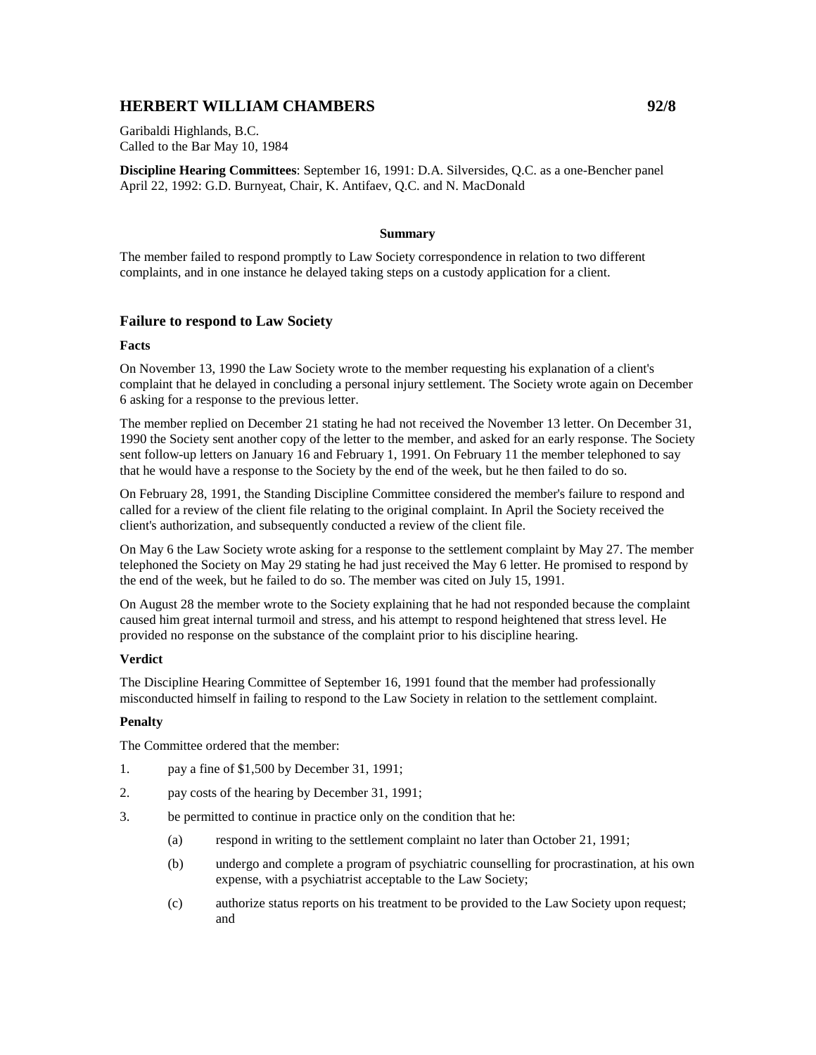## HERBERT WILLIAM CHAMBERS 92/8

Garibaldi Highlands, B.C.
Called to the Bar May 10, 1984

**Discipline Hearing Committees**: September 16, 1991: D.A. Silversides, Q.C. as a one-Bencher panel
April 22, 1992: G.D. Burnyeat, Chair, K. Antifaev, Q.C. and N. MacDonald

**Summary**

The member failed to respond promptly to Law Society correspondence in relation to two different complaints, and in one instance he delayed taking steps on a custody application for a client.

### Failure to respond to Law Society

**Facts**

On November 13, 1990 the Law Society wrote to the member requesting his explanation of a client's complaint that he delayed in concluding a personal injury settlement. The Society wrote again on December 6 asking for a response to the previous letter.

The member replied on December 21 stating he had not received the November 13 letter. On December 31, 1990 the Society sent another copy of the letter to the member, and asked for an early response. The Society sent follow-up letters on January 16 and February 1, 1991. On February 11 the member telephoned to say that he would have a response to the Society by the end of the week, but he then failed to do so.

On February 28, 1991, the Standing Discipline Committee considered the member's failure to respond and called for a review of the client file relating to the original complaint. In April the Society received the client's authorization, and subsequently conducted a review of the client file.

On May 6 the Law Society wrote asking for a response to the settlement complaint by May 27. The member telephoned the Society on May 29 stating he had just received the May 6 letter. He promised to respond by the end of the week, but he failed to do so. The member was cited on July 15, 1991.

On August 28 the member wrote to the Society explaining that he had not responded because the complaint caused him great internal turmoil and stress, and his attempt to respond heightened that stress level. He provided no response on the substance of the complaint prior to his discipline hearing.

**Verdict**

The Discipline Hearing Committee of September 16, 1991 found that the member had professionally misconducted himself in failing to respond to the Law Society in relation to the settlement complaint.

**Penalty**

The Committee ordered that the member:

1. pay a fine of $1,500 by December 31, 1991;
2. pay costs of the hearing by December 31, 1991;
3. be permitted to continue in practice only on the condition that he:
   - (a) respond in writing to the settlement complaint no later than October 21, 1991;
   - (b) undergo and complete a program of psychiatric counselling for procrastination, at his own expense, with a psychiatrist acceptable to the Law Society;
   - (c) authorize status reports on his treatment to be provided to the Law Society upon request; and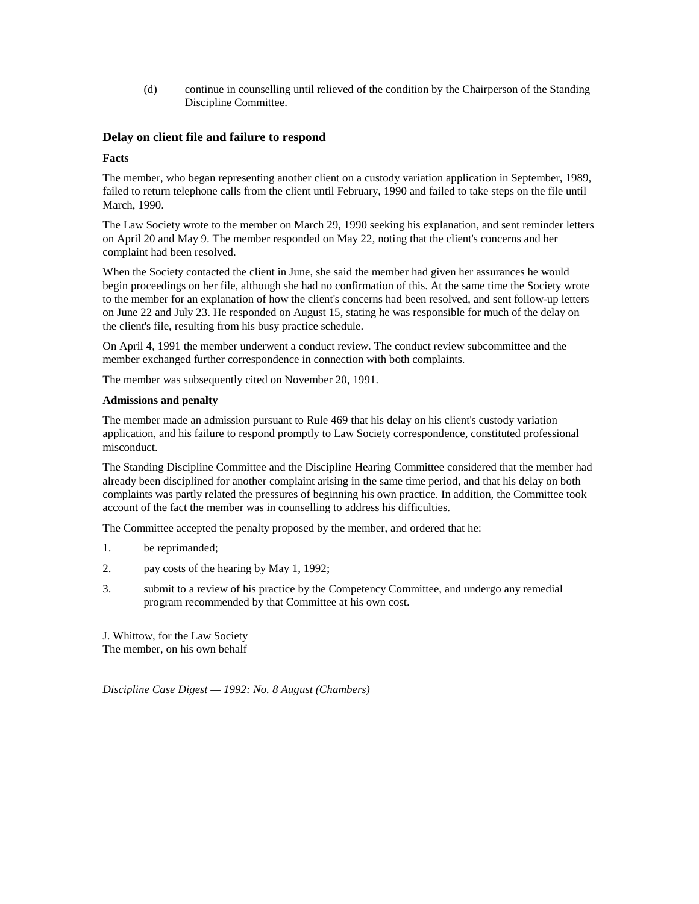(d) continue in counselling until relieved of the condition by the Chairperson of the Standing Discipline Committee.

### Delay on client file and failure to respond

**Facts**

The member, who began representing another client on a custody variation application in September, 1989, failed to return telephone calls from the client until February, 1990 and failed to take steps on the file until March, 1990.

The Law Society wrote to the member on March 29, 1990 seeking his explanation, and sent reminder letters on April 20 and May 9. The member responded on May 22, noting that the client's concerns and her complaint had been resolved.

When the Society contacted the client in June, she said the member had given her assurances he would begin proceedings on her file, although she had no confirmation of this. At the same time the Society wrote to the member for an explanation of how the client's concerns had been resolved, and sent follow-up letters on June 22 and July 23. He responded on August 15, stating he was responsible for much of the delay on the client's file, resulting from his busy practice schedule.

On April 4, 1991 the member underwent a conduct review. The conduct review subcommittee and the member exchanged further correspondence in connection with both complaints.

The member was subsequently cited on November 20, 1991.

**Admissions and penalty**

The member made an admission pursuant to Rule 469 that his delay on his client's custody variation application, and his failure to respond promptly to Law Society correspondence, constituted professional misconduct.

The Standing Discipline Committee and the Discipline Hearing Committee considered that the member had already been disciplined for another complaint arising in the same time period, and that his delay on both complaints was partly related the pressures of beginning his own practice. In addition, the Committee took account of the fact the member was in counselling to address his difficulties.

The Committee accepted the penalty proposed by the member, and ordered that he:

1. be reprimanded;
2. pay costs of the hearing by May 1, 1992;
3. submit to a review of his practice by the Competency Committee, and undergo any remedial program recommended by that Committee at his own cost.

J. Whittow, for the Law Society
The member, on his own behalf

*Discipline Case Digest — 1992: No. 8 August (Chambers)*